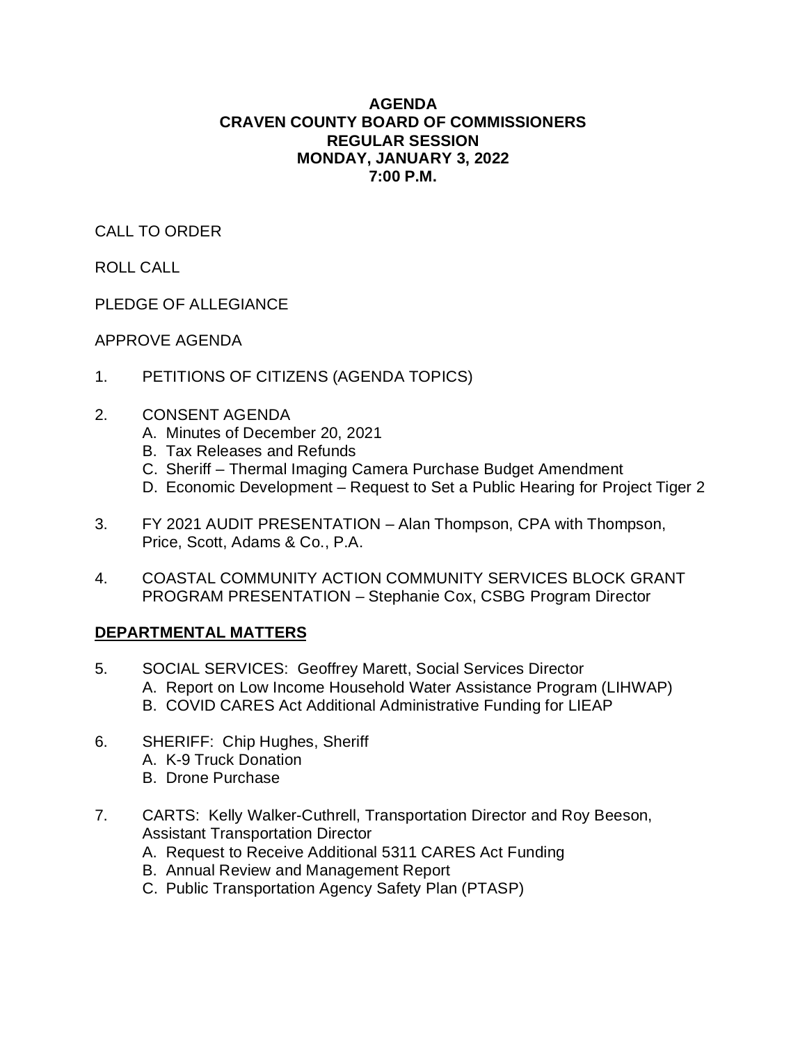# AGENDA
# CRAVEN COUNTY BOARD OF COMMISSIONERS
# REGULAR SESSION
# MONDAY, JANUARY 3, 2022
# 7:00 P.M.

CALL TO ORDER

ROLL CALL

PLEDGE OF ALLEGIANCE

APPROVE AGENDA

1. PETITIONS OF CITIZENS (AGENDA TOPICS)

2. CONSENT AGENDA
   - A. Minutes of December 20, 2021
   - B. Tax Releases and Refunds
   - C. Sheriff – Thermal Imaging Camera Purchase Budget Amendment
   - D. Economic Development – Request to Set a Public Hearing for Project Tiger 2

3. FY 2021 AUDIT PRESENTATION – Alan Thompson, CPA with Thompson, Price, Scott, Adams & Co., P.A.

4. COASTAL COMMUNITY ACTION COMMUNITY SERVICES BLOCK GRANT PROGRAM PRESENTATION – Stephanie Cox, CSBG Program Director

## DEPARTMENTAL MATTERS

5. SOCIAL SERVICES: Geoffrey Marett, Social Services Director
   - A. Report on Low Income Household Water Assistance Program (LIHWAP)
   - B. COVID CARES Act Additional Administrative Funding for LIEAP

6. SHERIFF: Chip Hughes, Sheriff
   - A. K-9 Truck Donation
   - B. Drone Purchase

7. CARTS: Kelly Walker-Cuthrell, Transportation Director and Roy Beeson, Assistant Transportation Director
   - A. Request to Receive Additional 5311 CARES Act Funding
   - B. Annual Review and Management Report
   - C. Public Transportation Agency Safety Plan (PTASP)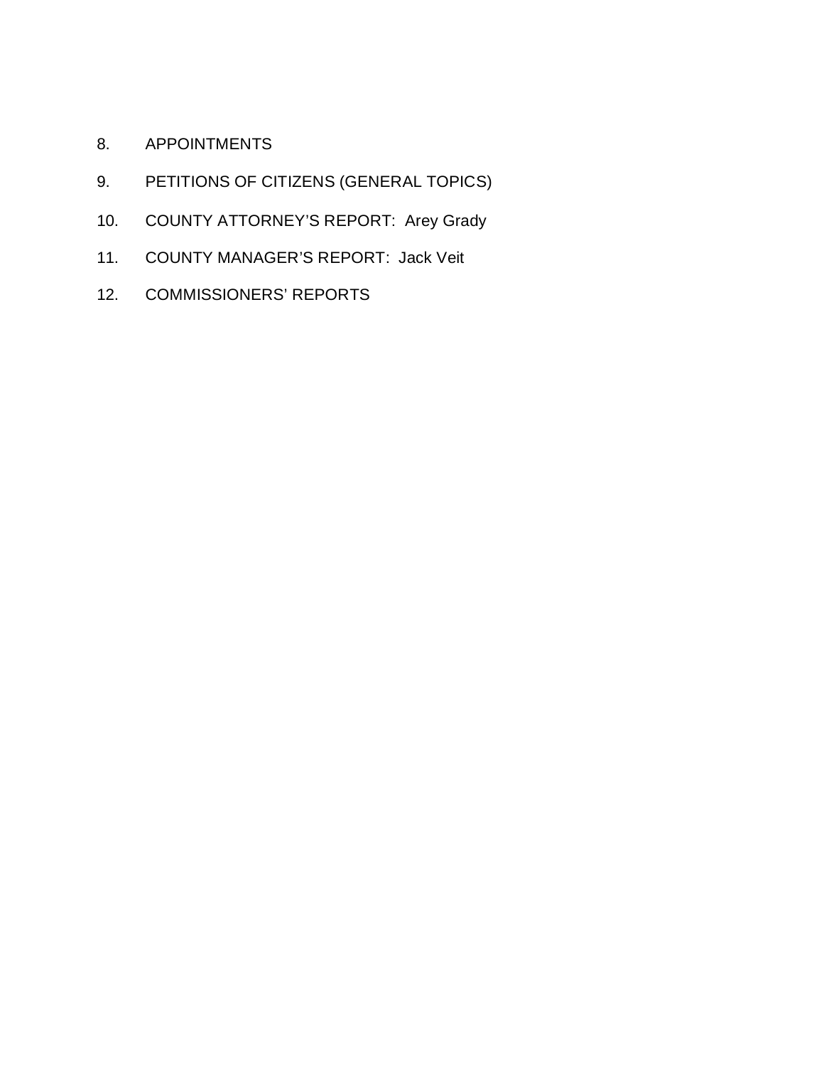8. APPOINTMENTS

9. PETITIONS OF CITIZENS (GENERAL TOPICS)

10. COUNTY ATTORNEY'S REPORT: Arey Grady

11. COUNTY MANAGER'S REPORT: Jack Veit

12. COMMISSIONERS' REPORTS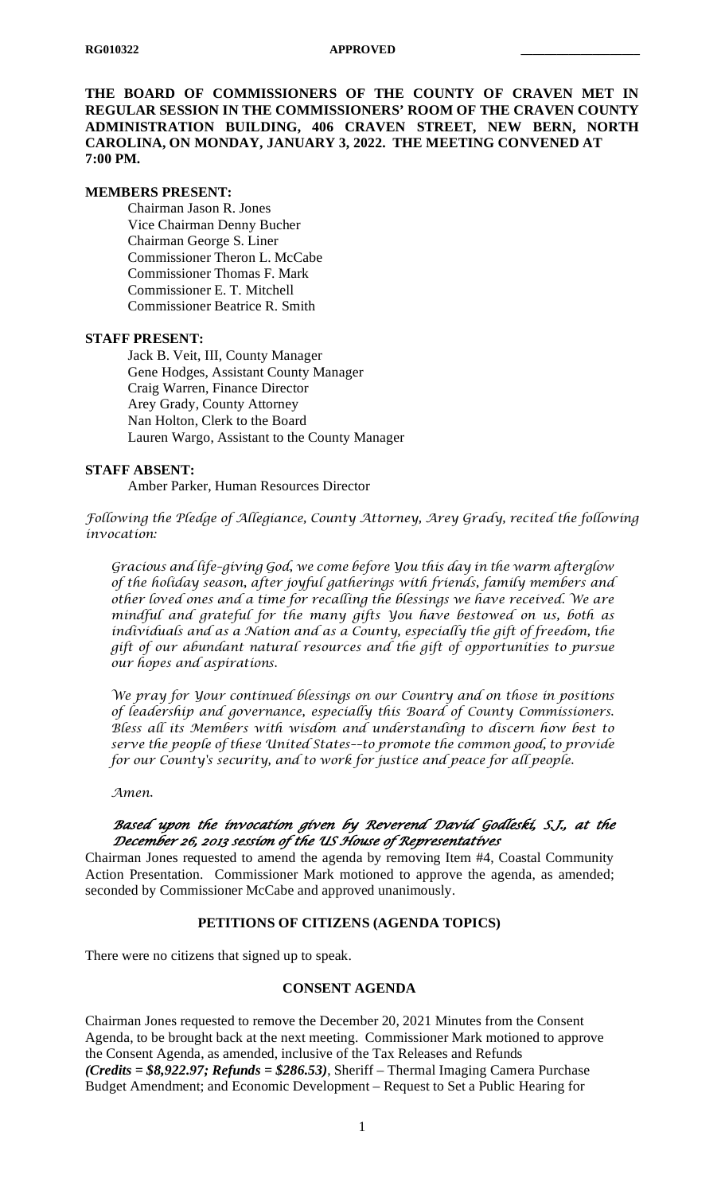**THE BOARD OF COMMISSIONERS OF THE COUNTY OF CRAVEN MET IN REGULAR SESSION IN THE COMMISSIONERS' ROOM OF THE CRAVEN COUNTY ADMINISTRATION BUILDING, 406 CRAVEN STREET, NEW BERN, NORTH CAROLINA, ON MONDAY, JANUARY 3, 2022. THE MEETING CONVENED AT 7:00 PM.**

**MEMBERS PRESENT:**

Chairman Jason R. Jones
Vice Chairman Denny Bucher
Chairman George S. Liner
Commissioner Theron L. McCabe
Commissioner Thomas F. Mark
Commissioner E. T. Mitchell
Commissioner Beatrice R. Smith

**STAFF PRESENT:**

Jack B. Veit, III, County Manager
Gene Hodges, Assistant County Manager
Craig Warren, Finance Director
Arey Grady, County Attorney
Nan Holton, Clerk to the Board
Lauren Wargo, Assistant to the County Manager

**STAFF ABSENT:**

Amber Parker, Human Resources Director

*Following the Pledge of Allegiance, County Attorney, Arey Grady, recited the following invocation:*

*Gracious and life-giving God, we come before You this day in the warm afterglow of the holiday season, after joyful gatherings with friends, family members and other loved ones and a time for recalling the blessings we have received. We are mindful and grateful for the many gifts You have bestowed on us, both as individuals and as a Nation and as a County, especially the gift of freedom, the gift of our abundant natural resources and the gift of opportunities to pursue our hopes and aspirations.*

*We pray for Your continued blessings on our Country and on those in positions of leadership and governance, especially this Board of County Commissioners. Bless all its Members with wisdom and understanding to discern how best to serve the people of these United States--to promote the common good, to provide for our County's security, and to work for justice and peace for all people.*

*Amen.*

***Based upon the invocation given by Reverend David Godleski, S.J., at the December 26, 2013 session of the US House of Representatives***

Chairman Jones requested to amend the agenda by removing Item #4, Coastal Community Action Presentation. Commissioner Mark motioned to approve the agenda, as amended; seconded by Commissioner McCabe and approved unanimously.

**PETITIONS OF CITIZENS (AGENDA TOPICS)**

There were no citizens that signed up to speak.

**CONSENT AGENDA**

Chairman Jones requested to remove the December 20, 2021 Minutes from the Consent Agenda, to be brought back at the next meeting. Commissioner Mark motioned to approve the Consent Agenda, as amended, inclusive of the Tax Releases and Refunds ***(Credits = $8,922.97; Refunds = $286.53)***, Sheriff – Thermal Imaging Camera Purchase Budget Amendment; and Economic Development – Request to Set a Public Hearing for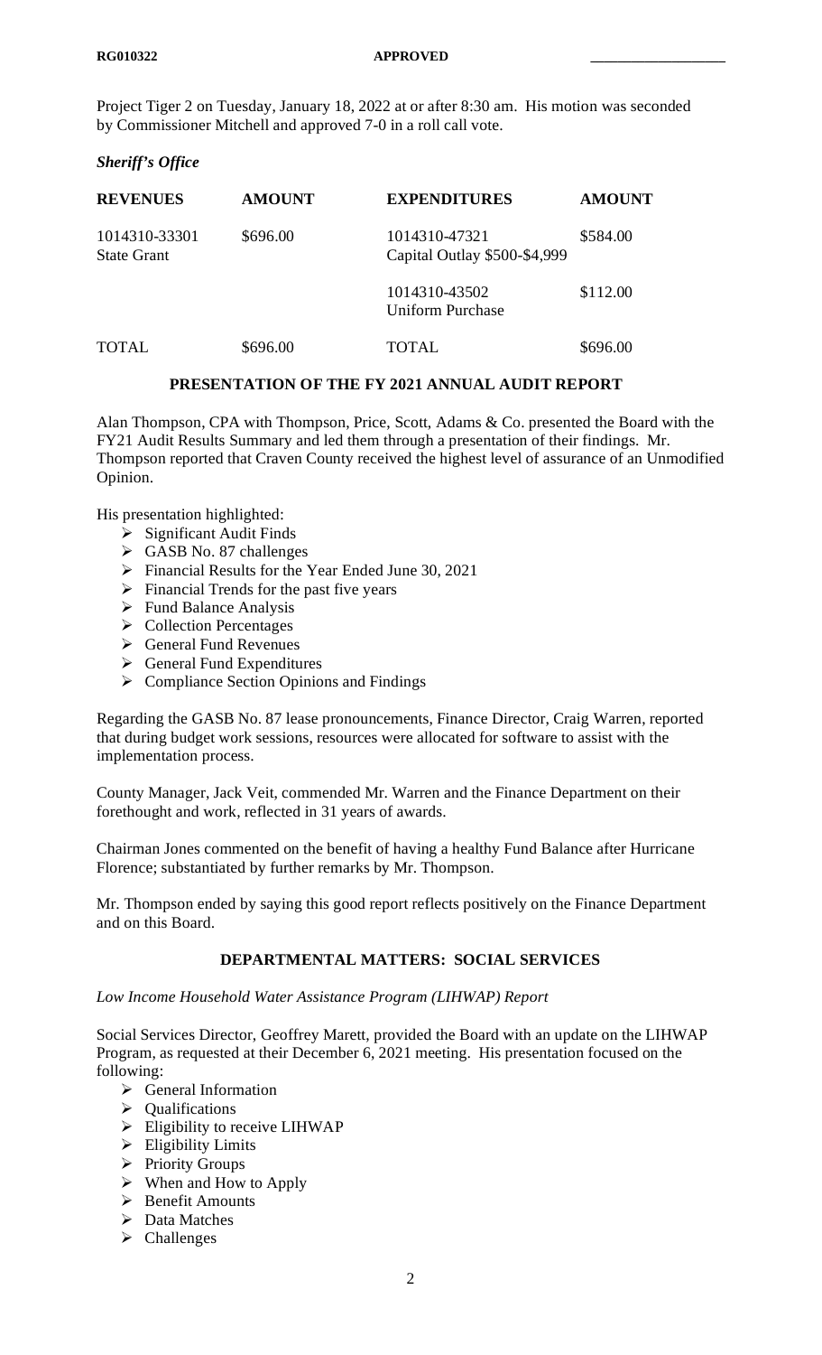Project Tiger 2 on Tuesday, January 18, 2022 at or after 8:30 am. His motion was seconded by Commissioner Mitchell and approved 7-0 in a roll call vote.

***Sheriff's Office***

| REVENUES | AMOUNT | EXPENDITURES | AMOUNT |
|---|---|---|---|
| 1014310-33301 State Grant | $696.00 | 1014310-47321 Capital Outlay $500-$4,999 | $584.00 |
| | | 1014310-43502 Uniform Purchase | $112.00 |
| TOTAL | $696.00 | TOTAL | $696.00 |

## PRESENTATION OF THE FY 2021 ANNUAL AUDIT REPORT

Alan Thompson, CPA with Thompson, Price, Scott, Adams & Co. presented the Board with the FY21 Audit Results Summary and led them through a presentation of their findings. Mr. Thompson reported that Craven County received the highest level of assurance of an Unmodified Opinion.

His presentation highlighted:

- Significant Audit Finds
- GASB No. 87 challenges
- Financial Results for the Year Ended June 30, 2021
- Financial Trends for the past five years
- Fund Balance Analysis
- Collection Percentages
- General Fund Revenues
- General Fund Expenditures
- Compliance Section Opinions and Findings

Regarding the GASB No. 87 lease pronouncements, Finance Director, Craig Warren, reported that during budget work sessions, resources were allocated for software to assist with the implementation process.

County Manager, Jack Veit, commended Mr. Warren and the Finance Department on their forethought and work, reflected in 31 years of awards.

Chairman Jones commented on the benefit of having a healthy Fund Balance after Hurricane Florence; substantiated by further remarks by Mr. Thompson.

Mr. Thompson ended by saying this good report reflects positively on the Finance Department and on this Board.

## DEPARTMENTAL MATTERS: SOCIAL SERVICES

*Low Income Household Water Assistance Program (LIHWAP) Report*

Social Services Director, Geoffrey Marett, provided the Board with an update on the LIHWAP Program, as requested at their December 6, 2021 meeting. His presentation focused on the following:

- General Information
- Qualifications
- Eligibility to receive LIHWAP
- Eligibility Limits
- Priority Groups
- When and How to Apply
- Benefit Amounts
- Data Matches
- Challenges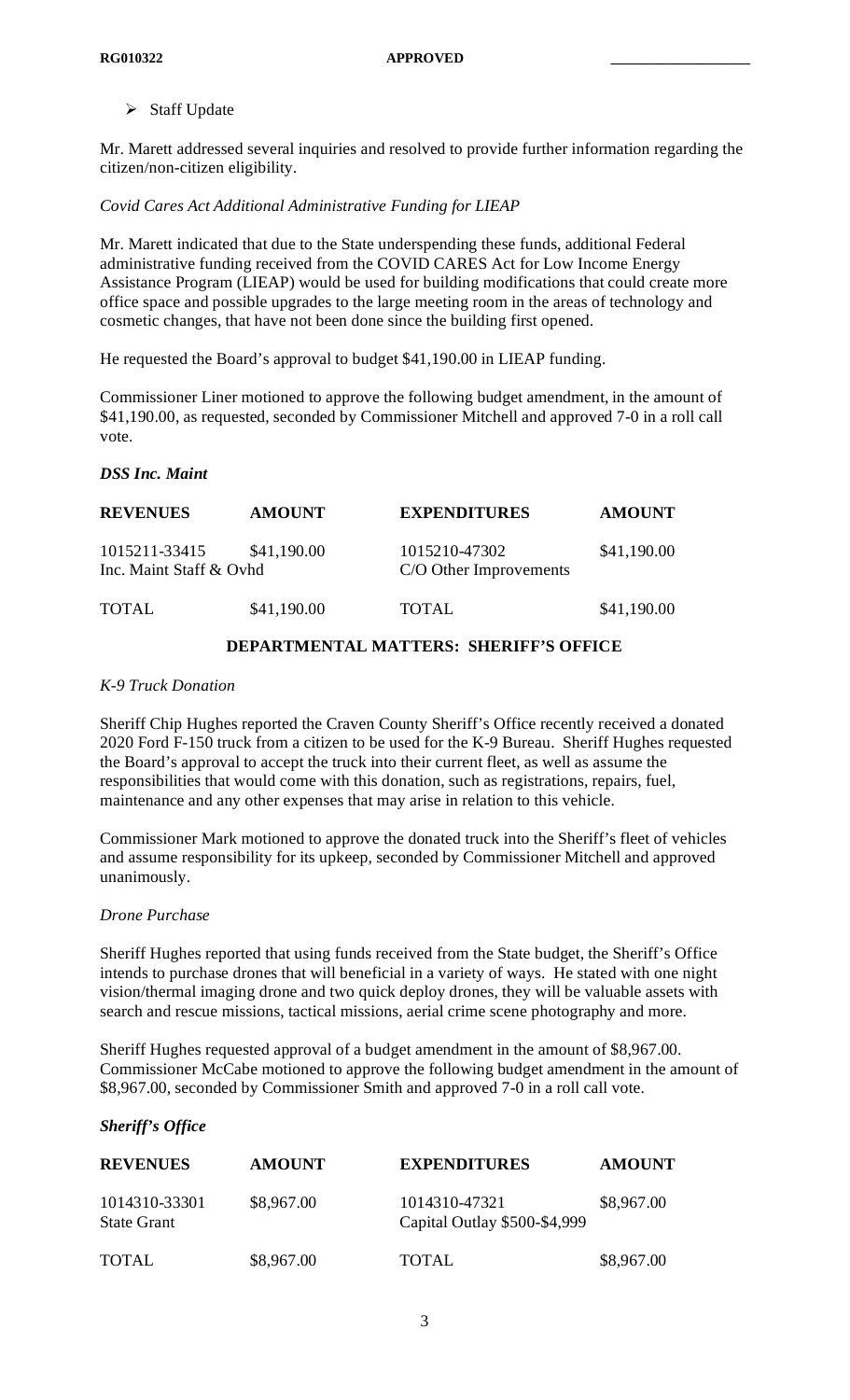- Staff Update

Mr. Marett addressed several inquiries and resolved to provide further information regarding the citizen/non-citizen eligibility.

*Covid Cares Act Additional Administrative Funding for LIEAP*

Mr. Marett indicated that due to the State underspending these funds, additional Federal administrative funding received from the COVID CARES Act for Low Income Energy Assistance Program (LIEAP) would be used for building modifications that could create more office space and possible upgrades to the large meeting room in the areas of technology and cosmetic changes, that have not been done since the building first opened.

He requested the Board's approval to budget $41,190.00 in LIEAP funding.

Commissioner Liner motioned to approve the following budget amendment, in the amount of $41,190.00, as requested, seconded by Commissioner Mitchell and approved 7-0 in a roll call vote.

***DSS Inc. Maint***

| REVENUES | AMOUNT | EXPENDITURES | AMOUNT |
|---|---|---|---|
| 1015211-33415 Inc. Maint Staff & Ovhd | $41,190.00 | 1015210-47302 C/O Other Improvements | $41,190.00 |
| TOTAL | $41,190.00 | TOTAL | $41,190.00 |

## DEPARTMENTAL MATTERS: SHERIFF'S OFFICE

*K-9 Truck Donation*

Sheriff Chip Hughes reported the Craven County Sheriff's Office recently received a donated 2020 Ford F-150 truck from a citizen to be used for the K-9 Bureau. Sheriff Hughes requested the Board's approval to accept the truck into their current fleet, as well as assume the responsibilities that would come with this donation, such as registrations, repairs, fuel, maintenance and any other expenses that may arise in relation to this vehicle.

Commissioner Mark motioned to approve the donated truck into the Sheriff's fleet of vehicles and assume responsibility for its upkeep, seconded by Commissioner Mitchell and approved unanimously.

*Drone Purchase*

Sheriff Hughes reported that using funds received from the State budget, the Sheriff's Office intends to purchase drones that will beneficial in a variety of ways. He stated with one night vision/thermal imaging drone and two quick deploy drones, they will be valuable assets with search and rescue missions, tactical missions, aerial crime scene photography and more.

Sheriff Hughes requested approval of a budget amendment in the amount of $8,967.00. Commissioner McCabe motioned to approve the following budget amendment in the amount of $8,967.00, seconded by Commissioner Smith and approved 7-0 in a roll call vote.

***Sheriff's Office***

| REVENUES | AMOUNT | EXPENDITURES | AMOUNT |
|---|---|---|---|
| 1014310-33301 State Grant | $8,967.00 | 1014310-47321 Capital Outlay $500-$4,999 | $8,967.00 |
| TOTAL | $8,967.00 | TOTAL | $8,967.00 |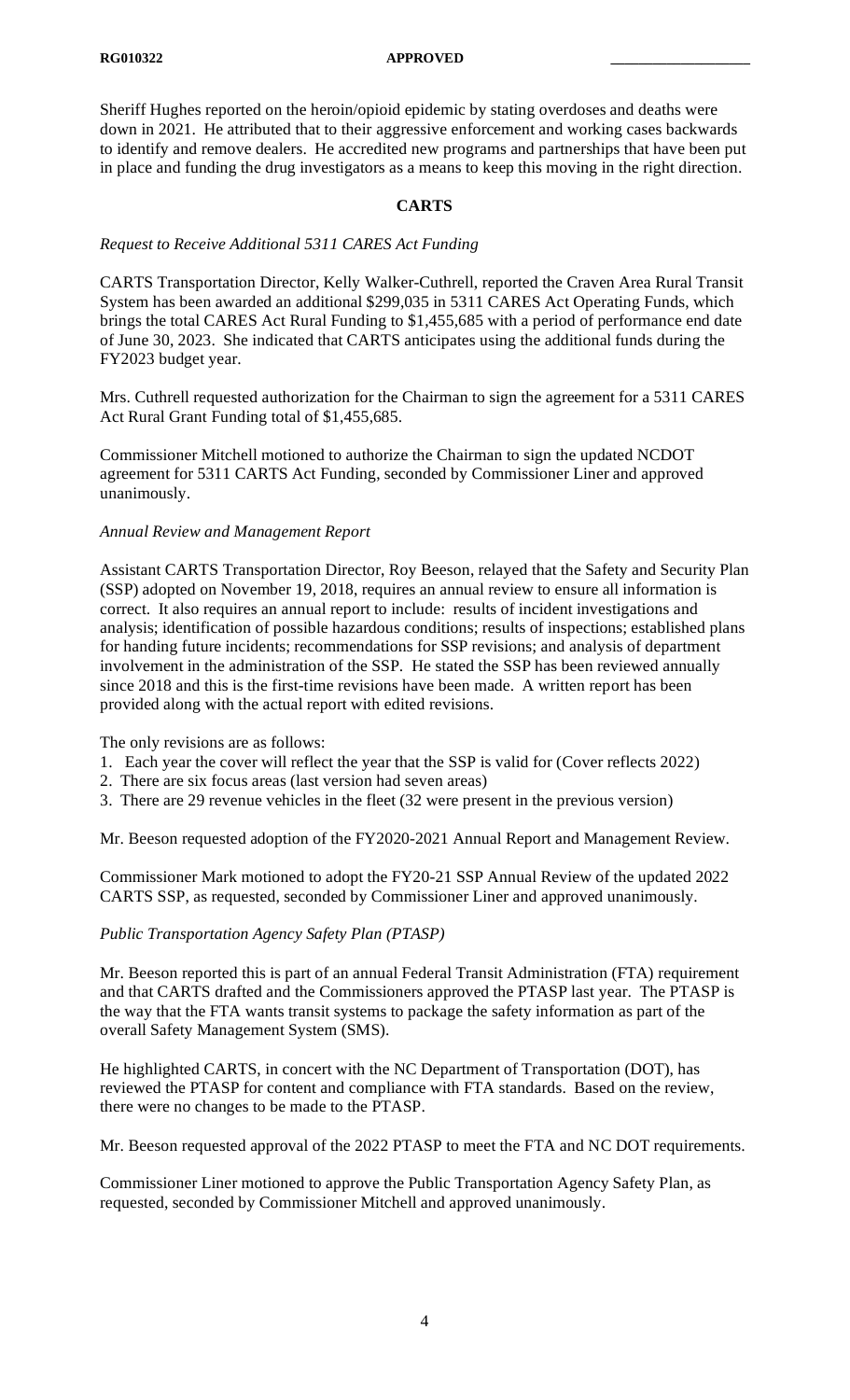Sheriff Hughes reported on the heroin/opioid epidemic by stating overdoses and deaths were down in 2021. He attributed that to their aggressive enforcement and working cases backwards to identify and remove dealers. He accredited new programs and partnerships that have been put in place and funding the drug investigators as a means to keep this moving in the right direction.

## CARTS

*Request to Receive Additional 5311 CARES Act Funding*

CARTS Transportation Director, Kelly Walker-Cuthrell, reported the Craven Area Rural Transit System has been awarded an additional $299,035 in 5311 CARES Act Operating Funds, which brings the total CARES Act Rural Funding to $1,455,685 with a period of performance end date of June 30, 2023. She indicated that CARTS anticipates using the additional funds during the FY2023 budget year.

Mrs. Cuthrell requested authorization for the Chairman to sign the agreement for a 5311 CARES Act Rural Grant Funding total of $1,455,685.

Commissioner Mitchell motioned to authorize the Chairman to sign the updated NCDOT agreement for 5311 CARTS Act Funding, seconded by Commissioner Liner and approved unanimously.

*Annual Review and Management Report*

Assistant CARTS Transportation Director, Roy Beeson, relayed that the Safety and Security Plan (SSP) adopted on November 19, 2018, requires an annual review to ensure all information is correct. It also requires an annual report to include: results of incident investigations and analysis; identification of possible hazardous conditions; results of inspections; established plans for handing future incidents; recommendations for SSP revisions; and analysis of department involvement in the administration of the SSP. He stated the SSP has been reviewed annually since 2018 and this is the first-time revisions have been made. A written report has been provided along with the actual report with edited revisions.

The only revisions are as follows:

1. Each year the cover will reflect the year that the SSP is valid for (Cover reflects 2022)
2. There are six focus areas (last version had seven areas)
3. There are 29 revenue vehicles in the fleet (32 were present in the previous version)

Mr. Beeson requested adoption of the FY2020-2021 Annual Report and Management Review.

Commissioner Mark motioned to adopt the FY20-21 SSP Annual Review of the updated 2022 CARTS SSP, as requested, seconded by Commissioner Liner and approved unanimously.

*Public Transportation Agency Safety Plan (PTASP)*

Mr. Beeson reported this is part of an annual Federal Transit Administration (FTA) requirement and that CARTS drafted and the Commissioners approved the PTASP last year. The PTASP is the way that the FTA wants transit systems to package the safety information as part of the overall Safety Management System (SMS).

He highlighted CARTS, in concert with the NC Department of Transportation (DOT), has reviewed the PTASP for content and compliance with FTA standards. Based on the review, there were no changes to be made to the PTASP.

Mr. Beeson requested approval of the 2022 PTASP to meet the FTA and NC DOT requirements.

Commissioner Liner motioned to approve the Public Transportation Agency Safety Plan, as requested, seconded by Commissioner Mitchell and approved unanimously.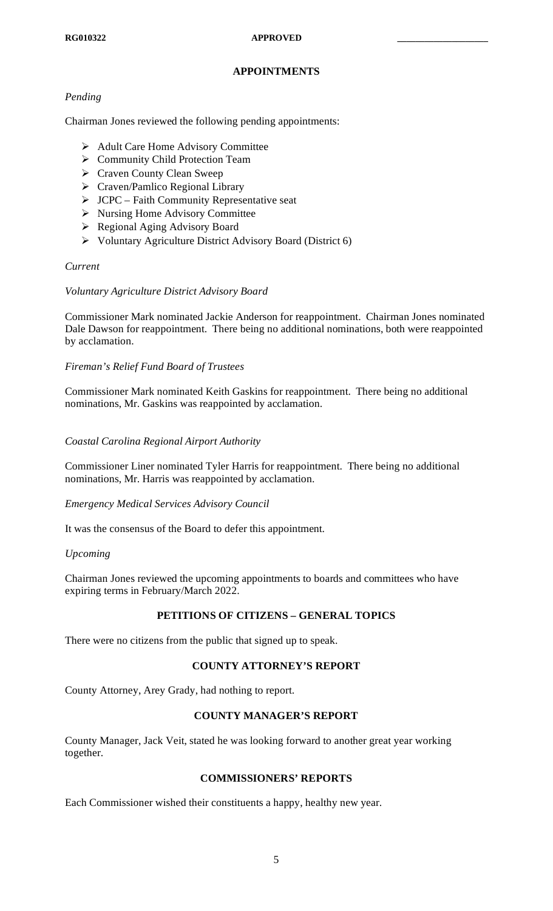## APPOINTMENTS

*Pending*

Chairman Jones reviewed the following pending appointments:

- Adult Care Home Advisory Committee
- Community Child Protection Team
- Craven County Clean Sweep
- Craven/Pamlico Regional Library
- JCPC – Faith Community Representative seat
- Nursing Home Advisory Committee
- Regional Aging Advisory Board
- Voluntary Agriculture District Advisory Board (District 6)

*Current*

*Voluntary Agriculture District Advisory Board*

Commissioner Mark nominated Jackie Anderson for reappointment. Chairman Jones nominated Dale Dawson for reappointment. There being no additional nominations, both were reappointed by acclamation.

*Fireman's Relief Fund Board of Trustees*

Commissioner Mark nominated Keith Gaskins for reappointment. There being no additional nominations, Mr. Gaskins was reappointed by acclamation.

*Coastal Carolina Regional Airport Authority*

Commissioner Liner nominated Tyler Harris for reappointment. There being no additional nominations, Mr. Harris was reappointed by acclamation.

*Emergency Medical Services Advisory Council*

It was the consensus of the Board to defer this appointment.

*Upcoming*

Chairman Jones reviewed the upcoming appointments to boards and committees who have expiring terms in February/March 2022.

## PETITIONS OF CITIZENS – GENERAL TOPICS

There were no citizens from the public that signed up to speak.

## COUNTY ATTORNEY'S REPORT

County Attorney, Arey Grady, had nothing to report.

## COUNTY MANAGER'S REPORT

County Manager, Jack Veit, stated he was looking forward to another great year working together.

## COMMISSIONERS' REPORTS

Each Commissioner wished their constituents a happy, healthy new year.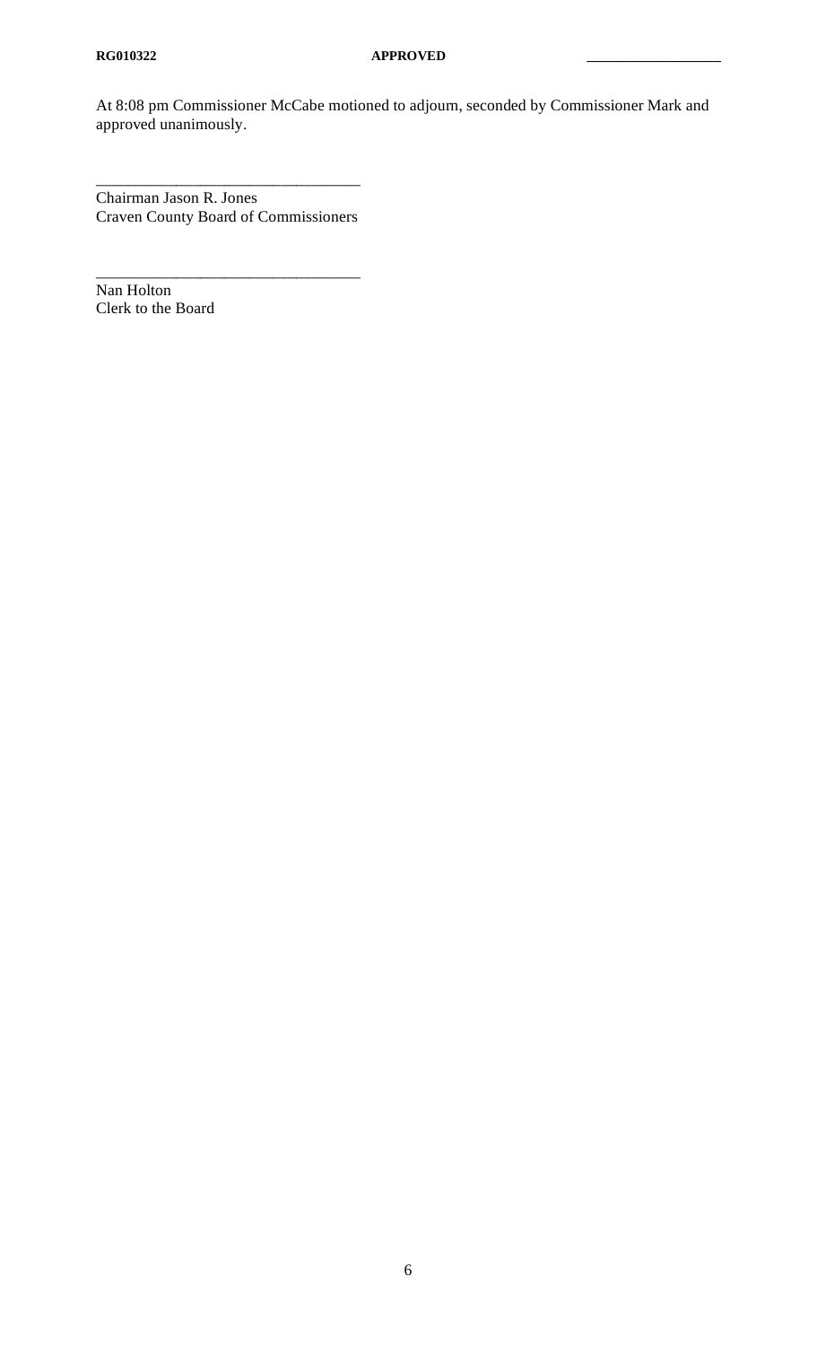At 8:08 pm Commissioner McCabe motioned to adjourn, seconded by Commissioner Mark and approved unanimously.

\_\_\_\_\_\_\_\_\_\_\_\_\_\_\_\_\_\_\_\_\_\_\_\_\_\_\_\_\_\_\_\_\_

Chairman Jason R. Jones
Craven County Board of Commissioners

\_\_\_\_\_\_\_\_\_\_\_\_\_\_\_\_\_\_\_\_\_\_\_\_\_\_\_\_\_\_\_\_\_

Nan Holton
Clerk to the Board